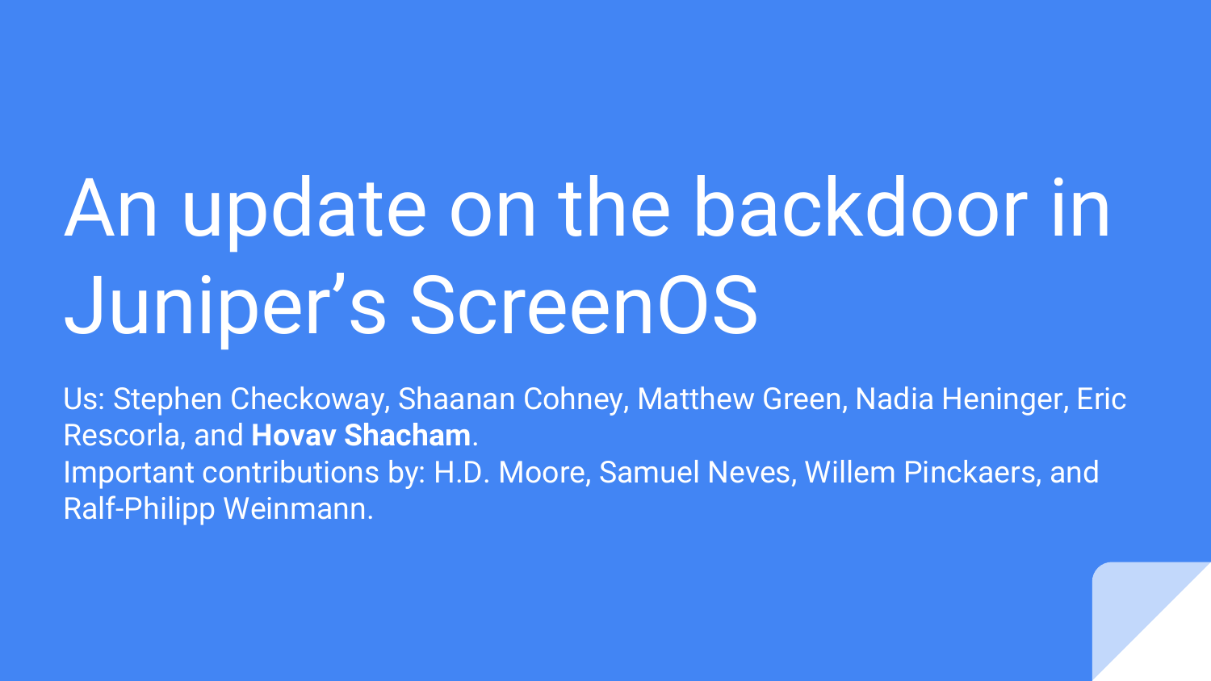# An update on the backdoor in Juniper's ScreenOS

Us: Stephen Checkoway, Shaanan Cohney, Matthew Green, Nadia Heninger, Eric Rescorla, and **Hovav Shacham**.

Important contributions by: H.D. Moore, Samuel Neves, Willem Pinckaers, and Ralf-Philipp Weinmann.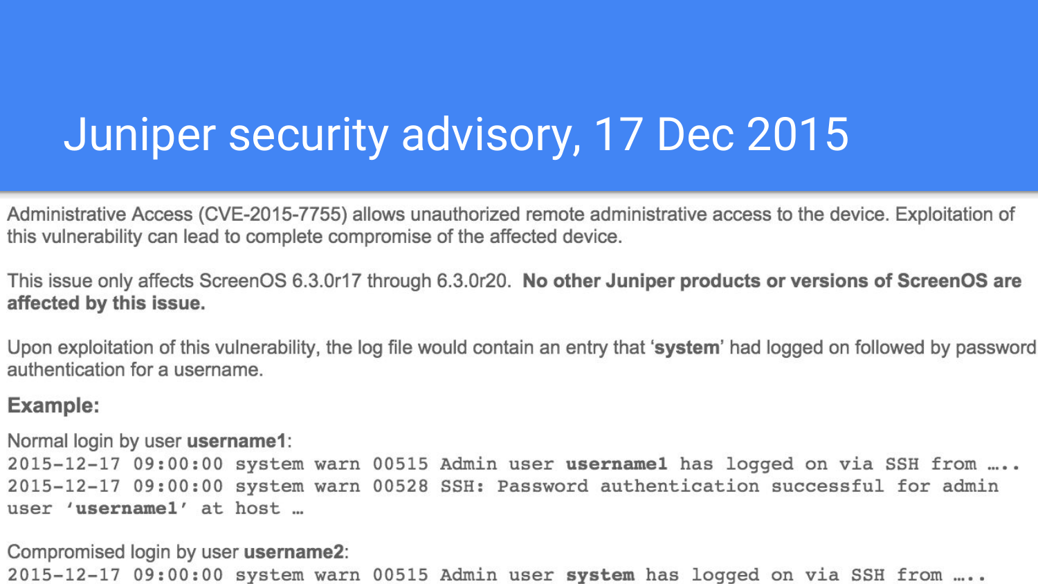# Juniper security advisory, 17 Dec 2015

Administrative Access (CVE-2015-7755) allows unauthorized remote administrative access to the device. Exploitation of this vulnerability can lead to complete compromise of the affected device.

This issue only affects ScreenOS 6.3.0r17 through 6.3.0r20. **No other Juniper products or versions of ScreenOS are affected by this issue.**

Upon exploitation of this vulnerability, the log file would contain an entry that '**system**' had logged on followed by password authentication for a username.

**Example:**

Normal login by user **username1**:

```
2015-12-17 09:00:00 system warn 00515 Admin user username1 has logged on via SSH from …..
2015-12-17 09:00:00 system warn 00528 SSH: Password authentication successful for admin
user 'username1' at host …
```

Compromised login by user **username2**:

```
2015-12-17 09:00:00 system warn 00515 Admin user system has logged on via SSH from …..
```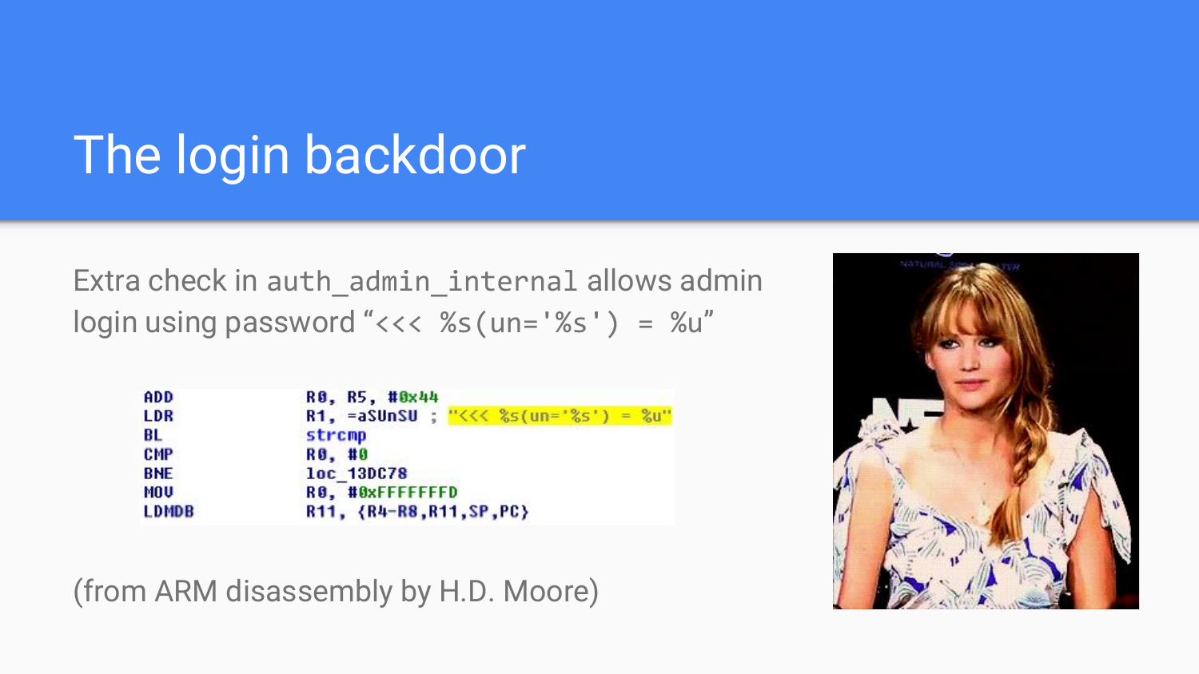# The login backdoor

Extra check in `auth_admin_internal` allows admin login using password "`<<< %s(un='%s') = %u`"

```
ADD     R0, R5, #0x44
LDR     R1, =aSUnSU ; "<<< %s(un='%s') = %u"
BL      strcmp
CMP     R0, #0
BNE     loc_13DC78
MOV     R0, #0xFFFFFFFD
LDMDB   R11, {R4-R8,R11,SP,PC}
```

(from ARM disassembly by H.D. Moore)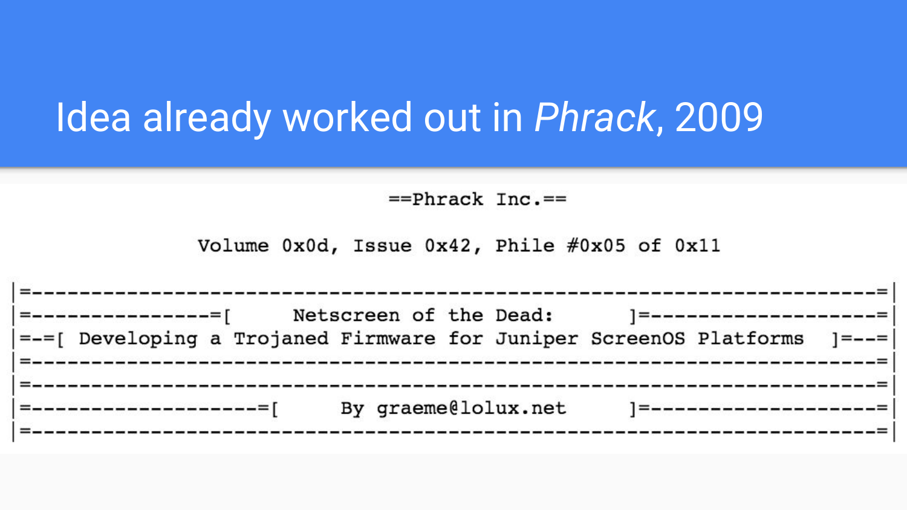# Idea already worked out in *Phrack*, 2009

```
                              ==Phrack Inc.==

                Volume 0x0d, Issue 0x42, Phile #0x05 of 0x11

|=-----------------------------------------------------------------------=|
|=---------------=[      Netscreen of the Dead:       ]=-----------------=|
|=--=[ Developing a Trojaned Firmware for Juniper ScreenOS Platforms  ]=--=|
|=-----------------------------------------------------------------------=|
|=-----------------------------------------------------------------------=|
|=------------------=[      By graeme@lolux.net       ]=------------------=|
|=-----------------------------------------------------------------------=|
```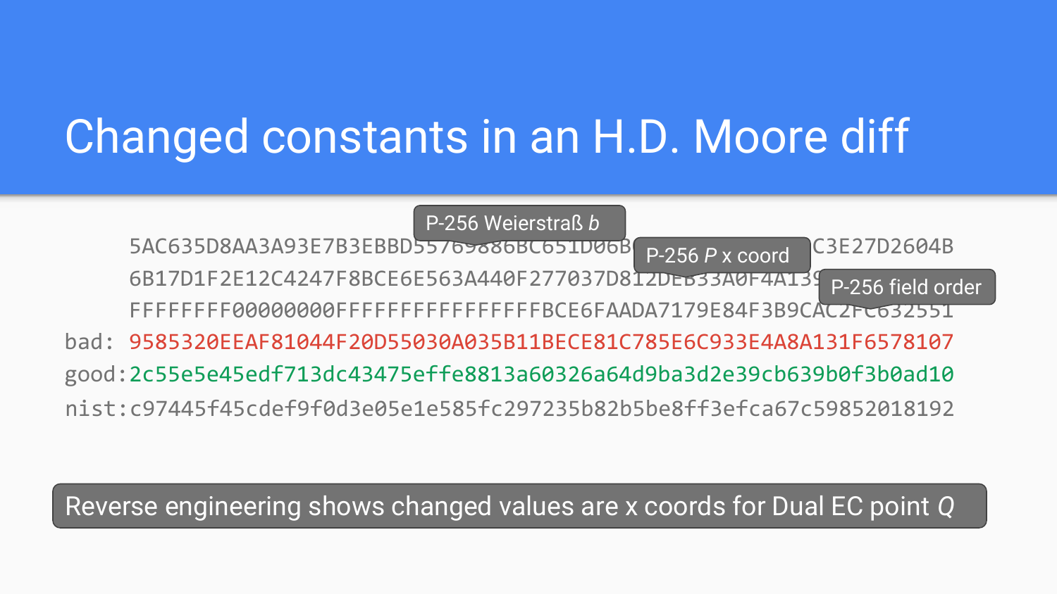# Changed constants in an H.D. Moore diff

P-256 Weierstraß *b*

P-256 *P* x coord

P-256 field order

```
      5AC635D8AA3A93E7B3EBBD55769886BC651D06B ... C3E27D2604B
      6B17D1F2E12C4247F8BCE6E563A440F277037D812DEB33A0F4A139 ...
      FFFFFFFF00000000FFFFFFFFFFFFFFFFBCE6FAADA7179E84F3B9CAC2FC632551
bad:  9585320EEAF81044F20D55030A035B11BECE81C785E6C933E4A8A131F6578107
good: 2c55e5e45edf713dc43475effe8813a60326a64d9ba3d2e39cb639b0f3b0ad10
nist: c97445f45cdef9f0d3e05e1e585fc297235b82b5be8ff3efca67c59852018192
```

Reverse engineering shows changed values are x coords for Dual EC point *Q*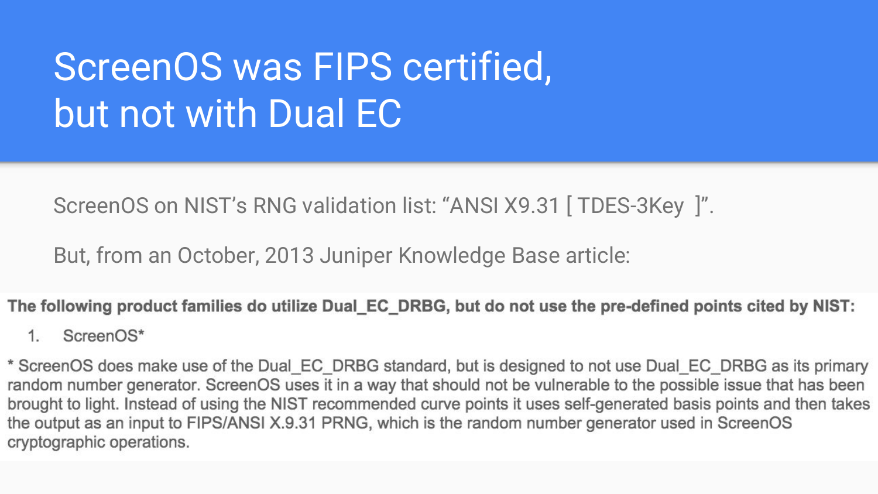# ScreenOS was FIPS certified, but not with Dual EC

ScreenOS on NIST's RNG validation list: "ANSI X9.31 [ TDES-3Key ]".

But, from an October, 2013 Juniper Knowledge Base article:

**The following product families do utilize Dual_EC_DRBG, but do not use the pre-defined points cited by NIST:**

1. ScreenOS*

* ScreenOS does make use of the Dual_EC_DRBG standard, but is designed to not use Dual_EC_DRBG as its primary random number generator. ScreenOS uses it in a way that should not be vulnerable to the possible issue that has been brought to light. Instead of using the NIST recommended curve points it uses self-generated basis points and then takes the output as an input to FIPS/ANSI X.9.31 PRNG, which is the random number generator used in ScreenOS cryptographic operations.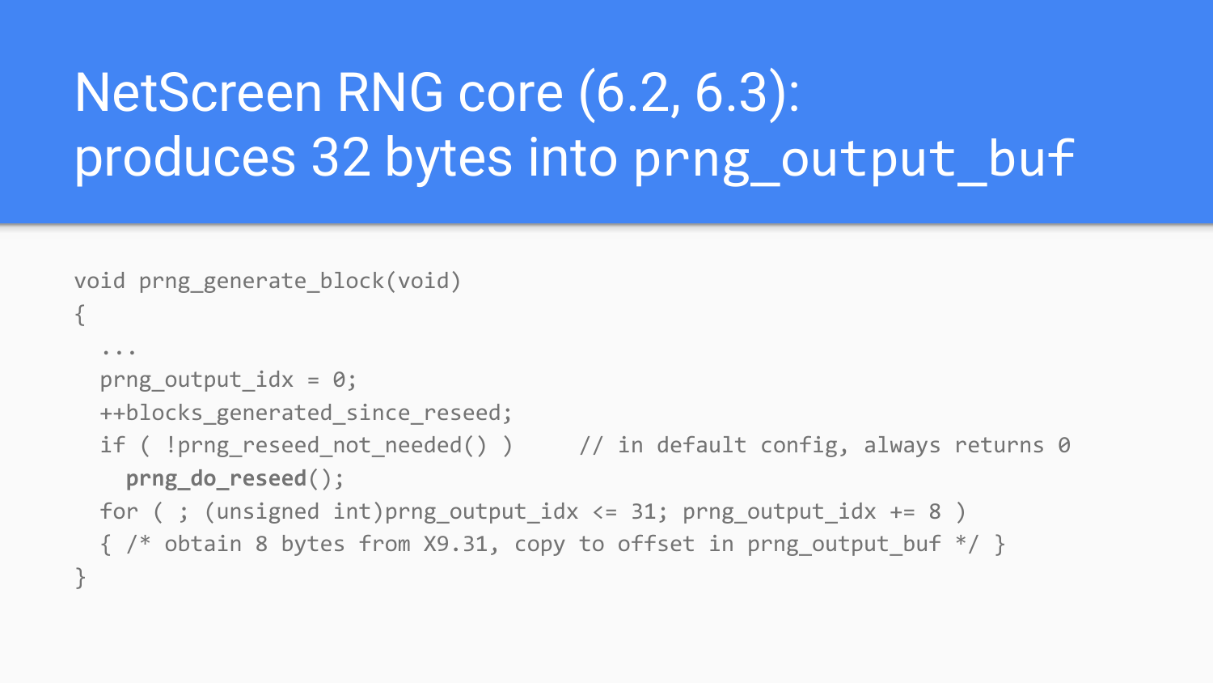# NetScreen RNG core (6.2, 6.3): produces 32 bytes into prng_output_buf

```
void prng_generate_block(void)
{
  ...
  prng_output_idx = 0;
  ++blocks_generated_since_reseed;
  if ( !prng_reseed_not_needed() )     // in default config, always returns 0
    prng_do_reseed();
  for ( ; (unsigned int)prng_output_idx <= 31; prng_output_idx += 8 )
  { /* obtain 8 bytes from X9.31, copy to offset in prng_output_buf */ }
}
```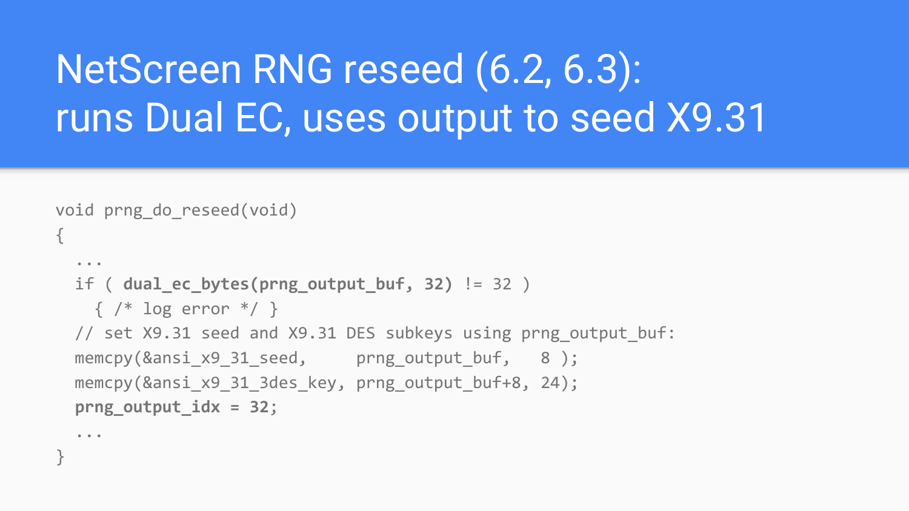# NetScreen RNG reseed (6.2, 6.3): runs Dual EC, uses output to seed X9.31

```
void prng_do_reseed(void)
{
  ...
  if ( dual_ec_bytes(prng_output_buf, 32) != 32 )
    { /* log error */ }
  // set X9.31 seed and X9.31 DES subkeys using prng_output_buf:
  memcpy(&ansi_x9_31_seed,     prng_output_buf,   8 );
  memcpy(&ansi_x9_31_3des_key, prng_output_buf+8, 24);
  prng_output_idx = 32;
  ...
}
```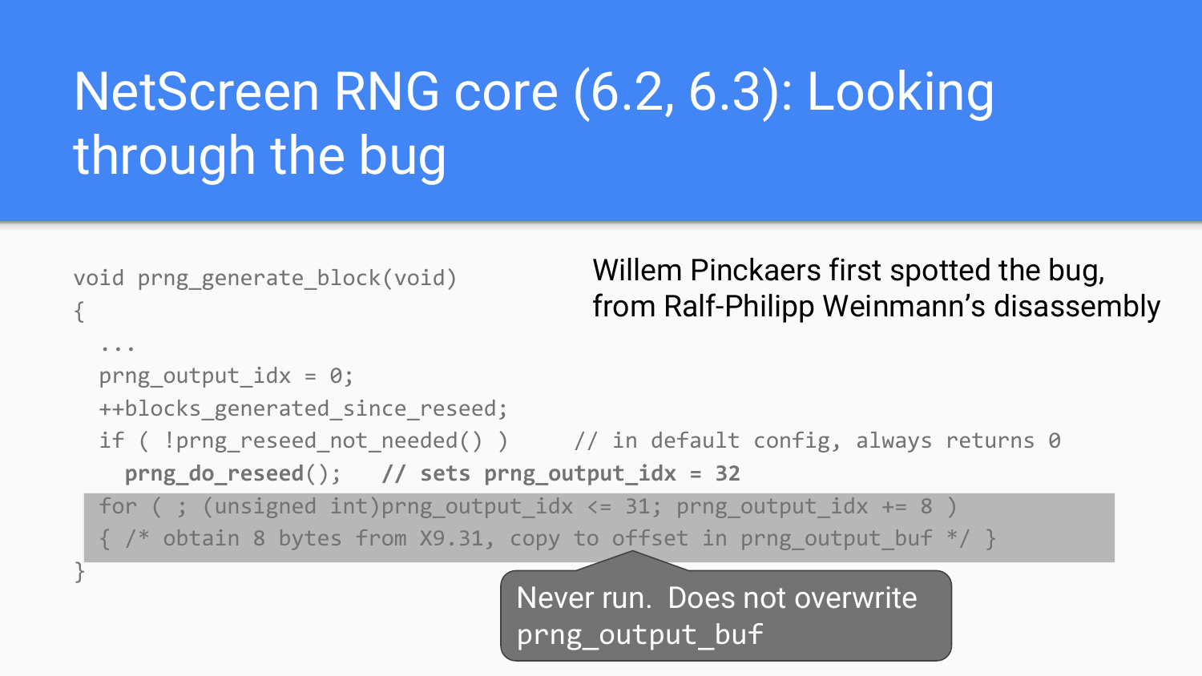# NetScreen RNG core (6.2, 6.3): Looking through the bug

Willem Pinckaers first spotted the bug, from Ralf-Philipp Weinmann's disassembly

```
void prng_generate_block(void)
{
  ...
  prng_output_idx = 0;
  ++blocks_generated_since_reseed;
  if ( !prng_reseed_not_needed() )      // in default config, always returns 0
    prng_do_reseed();   // sets prng_output_idx = 32
  for ( ; (unsigned int)prng_output_idx <= 31; prng_output_idx += 8 )
  { /* obtain 8 bytes from X9.31, copy to offset in prng_output_buf */ }
}
```

Never run. Does not overwrite prng_output_buf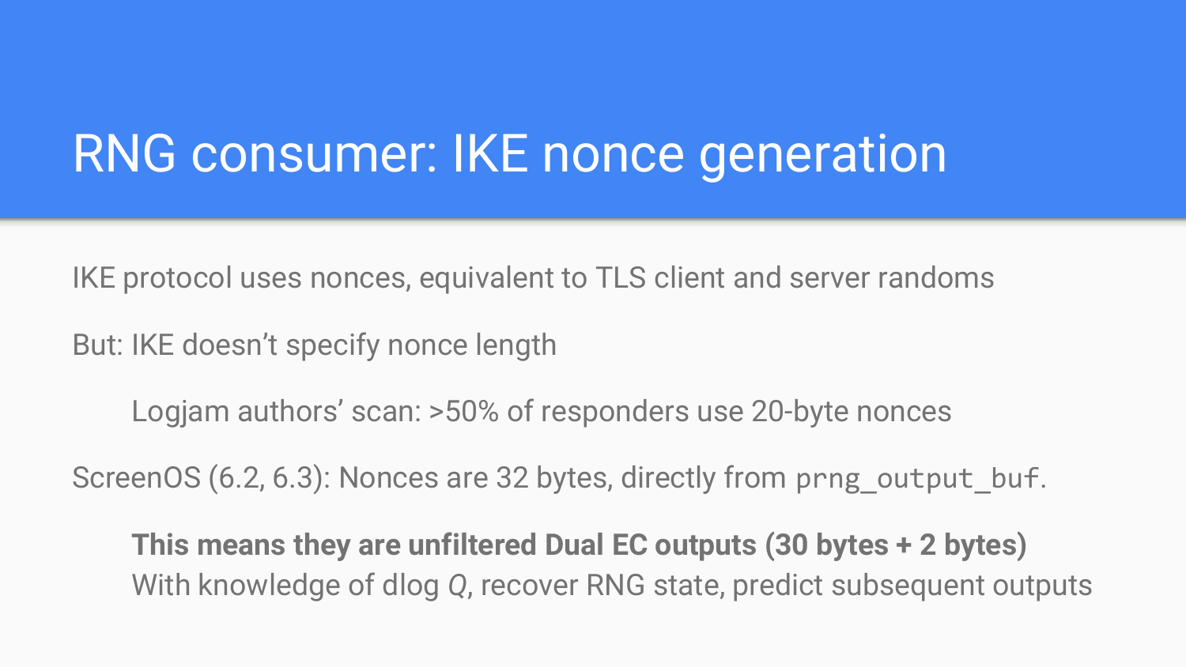# RNG consumer: IKE nonce generation

IKE protocol uses nonces, equivalent to TLS client and server randoms

But: IKE doesn't specify nonce length

- Logjam authors' scan: >50% of responders use 20-byte nonces

ScreenOS (6.2, 6.3): Nonces are 32 bytes, directly from `prng_output_buf`.

- **This means they are unfiltered Dual EC outputs (30 bytes + 2 bytes)**
  With knowledge of dlog *Q*, recover RNG state, predict subsequent outputs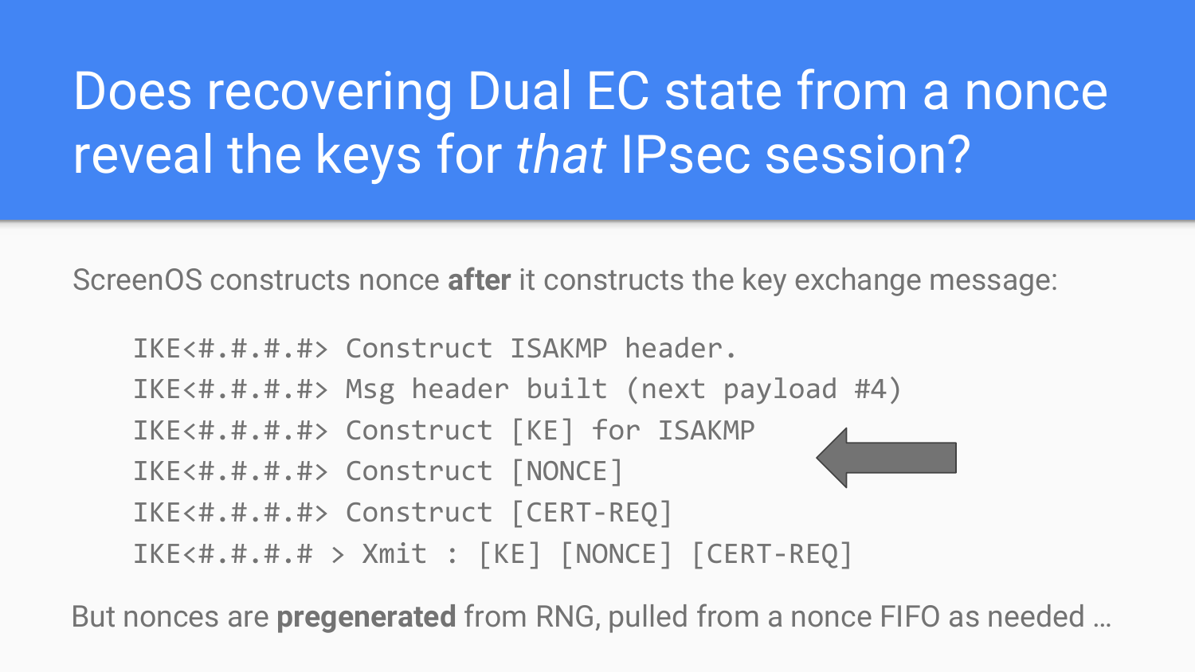# Does recovering Dual EC state from a nonce reveal the keys for *that* IPsec session?

ScreenOS constructs nonce **after** it constructs the key exchange message:

```
IKE<#.#.#.#> Construct ISAKMP header.
IKE<#.#.#.#> Msg header built (next payload #4)
IKE<#.#.#.#> Construct [KE] for ISAKMP
IKE<#.#.#.#> Construct [NONCE]
IKE<#.#.#.#> Construct [CERT-REQ]
IKE<#.#.#.# > Xmit : [KE] [NONCE] [CERT-REQ]
```

But nonces are **pregenerated** from RNG, pulled from a nonce FIFO as needed …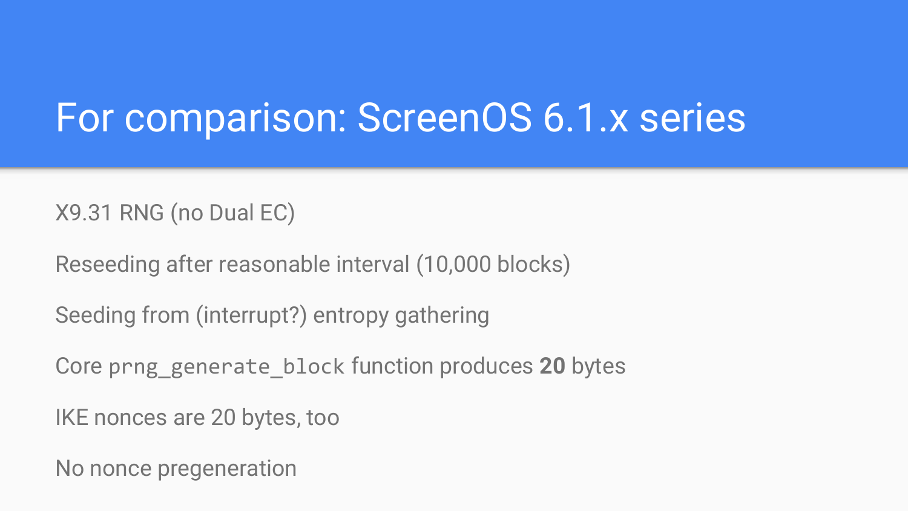# For comparison: ScreenOS 6.1.x series

X9.31 RNG (no Dual EC)

Reseeding after reasonable interval (10,000 blocks)

Seeding from (interrupt?) entropy gathering

Core `prng_generate_block` function produces **20** bytes

IKE nonces are 20 bytes, too

No nonce pregeneration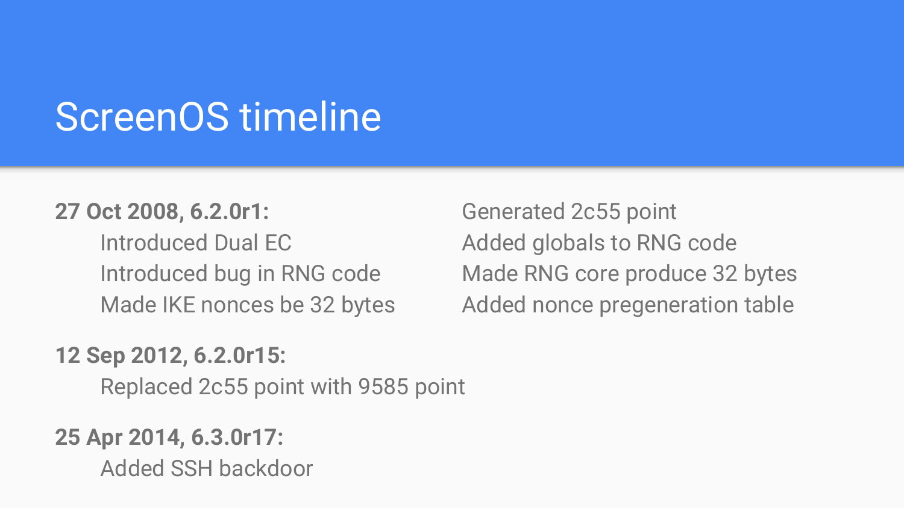# ScreenOS timeline

**27 Oct 2008, 6.2.0r1:**

- Introduced Dual EC
- Introduced bug in RNG code
- Made IKE nonces be 32 bytes
- Generated 2c55 point
- Added globals to RNG code
- Made RNG core produce 32 bytes
- Added nonce pregeneration table

**12 Sep 2012, 6.2.0r15:**

- Replaced 2c55 point with 9585 point

**25 Apr 2014, 6.3.0r17:**

- Added SSH backdoor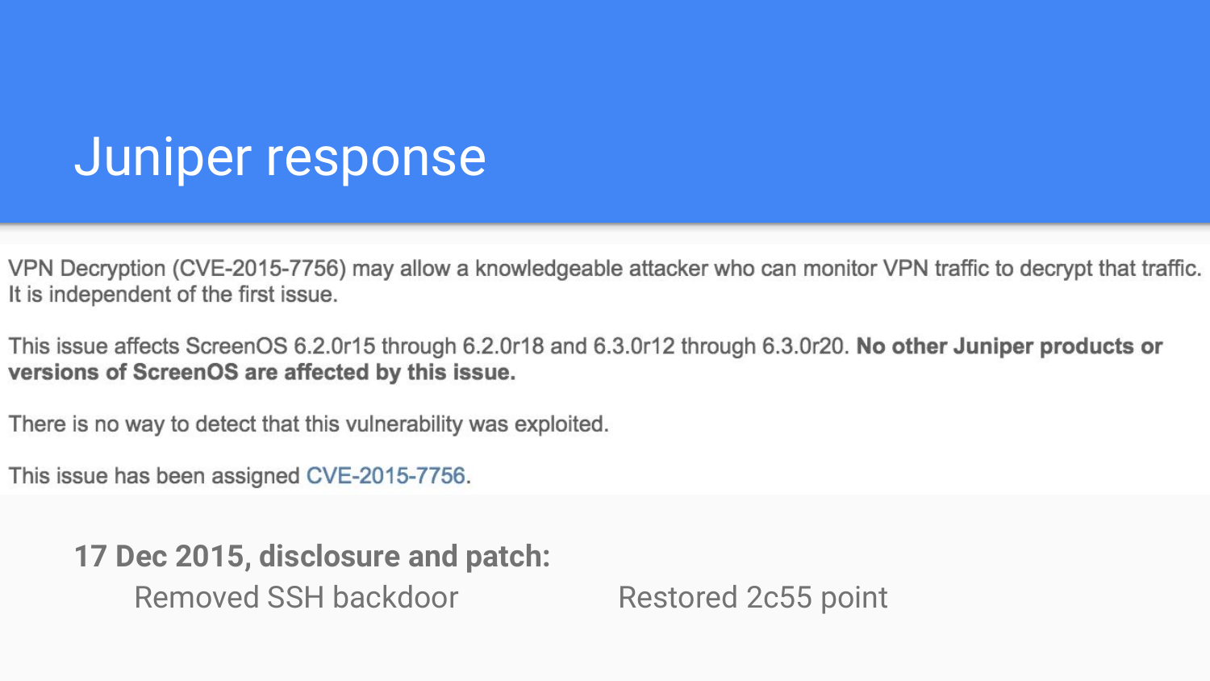# Juniper response

VPN Decryption (CVE-2015-7756) may allow a knowledgeable attacker who can monitor VPN traffic to decrypt that traffic. It is independent of the first issue.

This issue affects ScreenOS 6.2.0r15 through 6.2.0r18 and 6.3.0r12 through 6.3.0r20. **No other Juniper products or versions of ScreenOS are affected by this issue.**

There is no way to detect that this vulnerability was exploited.

This issue has been assigned CVE-2015-7756.

**17 Dec 2015, disclosure and patch:**

- Removed SSH backdoor
- Restored 2c55 point